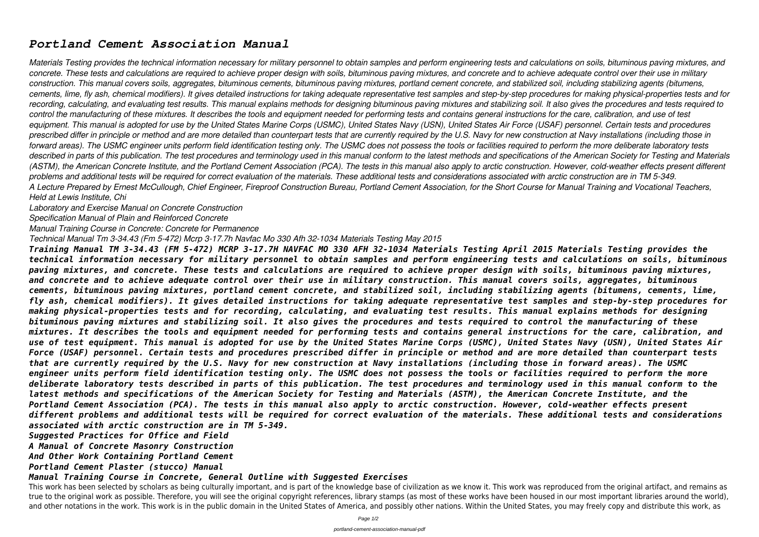# *Portland Cement Association Manual*

*Materials Testing provides the technical information necessary for military personnel to obtain samples and perform engineering tests and calculations on soils, bituminous paving mixtures, and concrete. These tests and calculations are required to achieve proper design with soils, bituminous paving mixtures, and concrete and to achieve adequate control over their use in military construction. This manual covers soils, aggregates, bituminous cements, bituminous paving mixtures, portland cement concrete, and stabilized soil, including stabilizing agents (bitumens, cements, lime, fly ash, chemical modifiers). It gives detailed instructions for taking adequate representative test samples and step-by-step procedures for making physical-properties tests and for recording, calculating, and evaluating test results. This manual explains methods for designing bituminous paving mixtures and stabilizing soil. It also gives the procedures and tests required to control the manufacturing of these mixtures. It describes the tools and equipment needed for performing tests and contains general instructions for the care, calibration, and use of test equipment. This manual is adopted for use by the United States Marine Corps (USMC), United States Navy (USN), United States Air Force (USAF) personnel. Certain tests and procedures prescribed differ in principle or method and are more detailed than counterpart tests that are currently required by the U.S. Navy for new construction at Navy installations (including those in forward areas). The USMC engineer units perform field identification testing only. The USMC does not possess the tools or facilities required to perform the more deliberate laboratory tests described in parts of this publication. The test procedures and terminology used in this manual conform to the latest methods and specifications of the American Society for Testing and Materials (ASTM), the American Concrete Institute, and the Portland Cement Association (PCA). The tests in this manual also apply to arctic construction. However, cold-weather effects present different problems and additional tests will be required for correct evaluation of the materials. These additional tests and considerations associated with arctic construction are in TM 5-349.*

*A Lecture Prepared by Ernest McCullough, Chief Engineer, Fireproof Construction Bureau, Portland Cement Association, for the Short Course for Manual Training and Vocational Teachers, Held at Lewis Institute, Chi*

*Laboratory and Exercise Manual on Concrete Construction*

*Specification Manual of Plain and Reinforced Concrete*

*Manual Training Course in Concrete: Concrete for Permanence*

*Technical Manual Tm 3-34.43 (Fm 5-472) Mcrp 3-17.7h Navfac Mo 330 Afh 32-1034 Materials Testing May 2015*

***Training Manual TM 3-34.43 (FM 5-472) MCRP 3-17.7H NAVFAC MO 330 AFH 32-1034 Materials Testing April 2015 Materials Testing provides the technical information necessary for military personnel to obtain samples and perform engineering tests and calculations on soils, bituminous paving mixtures, and concrete. These tests and calculations are required to achieve proper design with soils, bituminous paving mixtures, and concrete and to achieve adequate control over their use in military construction. This manual covers soils, aggregates, bituminous cements, bituminous paving mixtures, portland cement concrete, and stabilized soil, including stabilizing agents (bitumens, cements, lime, fly ash, chemical modifiers). It gives detailed instructions for taking adequate representative test samples and step-by-step procedures for making physical-properties tests and for recording, calculating, and evaluating test results. This manual explains methods for designing bituminous paving mixtures and stabilizing soil. It also gives the procedures and tests required to control the manufacturing of these mixtures. It describes the tools and equipment needed for performing tests and contains general instructions for the care, calibration, and use of test equipment. This manual is adopted for use by the United States Marine Corps (USMC), United States Navy (USN), United States Air Force (USAF) personnel. Certain tests and procedures prescribed differ in principle or method and are more detailed than counterpart tests that are currently required by the U.S. Navy for new construction at Navy installations (including those in forward areas). The USMC engineer units perform field identification testing only. The USMC does not possess the tools or facilities required to perform the more deliberate laboratory tests described in parts of this publication. The test procedures and terminology used in this manual conform to the latest methods and specifications of the American Society for Testing and Materials (ASTM), the American Concrete Institute, and the Portland Cement Association (PCA). The tests in this manual also apply to arctic construction. However, cold-weather effects present different problems and additional tests will be required for correct evaluation of the materials. These additional tests and considerations associated with arctic construction are in TM 5-349.***

***Suggested Practices for Office and Field***

***A Manual of Concrete Masonry Construction***

***And Other Work Containing Portland Cement***

***Portland Cement Plaster (stucco) Manual***

***Manual Training Course in Concrete, General Outline with Suggested Exercises***

This work has been selected by scholars as being culturally important, and is part of the knowledge base of civilization as we know it. This work was reproduced from the original artifact, and remains as true to the original work as possible. Therefore, you will see the original copyright references, library stamps (as most of these works have been housed in our most important libraries around the world), and other notations in the work. This work is in the public domain in the United States of America, and possibly other nations. Within the United States, you may freely copy and distribute this work, as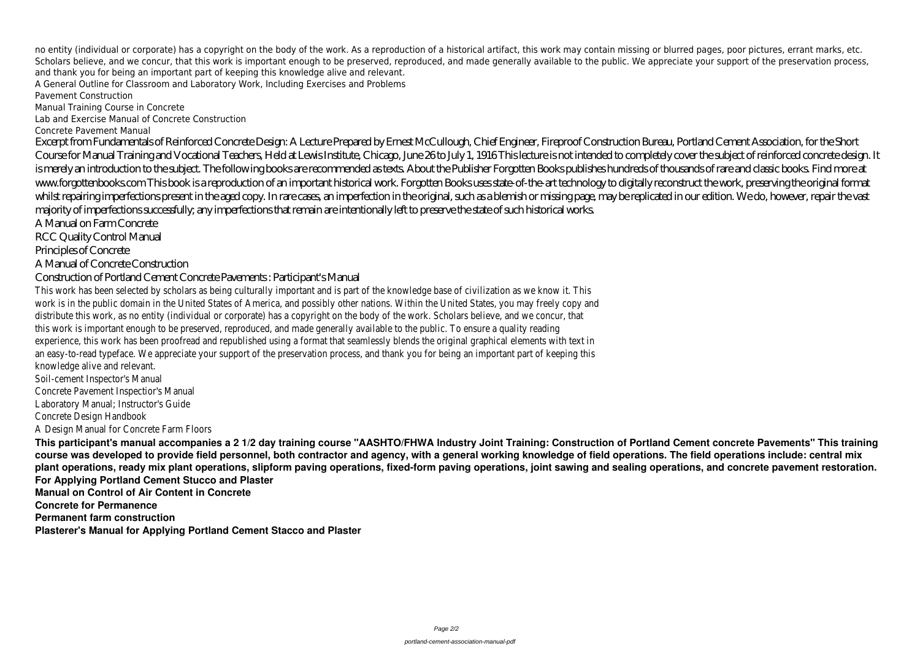no entity (individual or corporate) has a copyright on the body of the work. As a reproduction of a historical artifact, this work may contain missing or blurred pages, poor pictures, errant marks, etc. Scholars believe, and we concur, that this work is important enough to be preserved, reproduced, and made generally available to the public. We appreciate your support of the preservation process, and thank you for being an important part of keeping this knowledge alive and relevant.

A General Outline for Classroom and Laboratory Work, Including Exercises and Problems

Pavement Construction

Manual Training Course in Concrete

Lab and Exercise Manual of Concrete Construction

Concrete Pavement Manual

Excerpt from Fundamentals of Reinforced Concrete Design: A Lecture Prepared by Ernest McCullough, Chief Engineer, Fireproof Construction Bureau, Portland Cement Association, for the Short Course for Manual Training and Vocational Teachers, Held at Lewis Institute, Chicago, June 26 to July 1, 1916 This lecture is not intended to completely cover the subject of reinforced concrete design. It is merely an introduction to the subject. The following books are recommended as texts. About the Publisher Forgotten Books publishes hundreds of thousands of rare and classic books. Find more at www.forgottenbooks.com This book is a reproduction of an important historical work. Forgotten Books uses state-of-the-art technology to digitally reconstruct the work, preserving the original format whilst repairing imperfections present in the aged copy. In rare cases, an imperfection in the original, such as a blemish or missing page, may be replicated in our edition. We do, however, repair the vast majority of imperfections successfully; any imperfections that remain are intentionally left to preserve the state of such historical works.

A Manual on Farm Concrete

RCC Quality Control Manual

Principles of Concrete

A Manual of Concrete Construction

Construction of Portland Cement Concrete Pavements : Participant's Manual

This work has been selected by scholars as being culturally important and is part of the knowledge base of civilization as we know it. This work is in the public domain in the United States of America, and possibly other nations. Within the United States, you may freely copy and distribute this work, as no entity (individual or corporate) has a copyright on the body of the work. Scholars believe, and we concur, that this work is important enough to be preserved, reproduced, and made generally available to the public. To ensure a quality reading experience, this work has been proofread and republished using a format that seamlessly blends the original graphical elements with text in an easy-to-read typeface. We appreciate your support of the preservation process, and thank you for being an important part of keeping this knowledge alive and relevant.

Soil-cement Inspector's Manual

Concrete Pavement Inspectior's Manual

Laboratory Manual; Instructor's Guide

Concrete Design Handbook

A Design Manual for Concrete Farm Floors

**This participant's manual accompanies a 2 1/2 day training course "AASHTO/FHWA Industry Joint Training: Construction of Portland Cement concrete Pavements" This training course was developed to provide field personnel, both contractor and agency, with a general working knowledge of field operations. The field operations include: central mix plant operations, ready mix plant operations, slipform paving operations, fixed-form paving operations, joint sawing and sealing operations, and concrete pavement restoration.**

**For Applying Portland Cement Stucco and Plaster**

**Manual on Control of Air Content in Concrete**

**Concrete for Permanence**

**Permanent farm construction**

**Plasterer's Manual for Applying Portland Cement Stacco and Plaster**